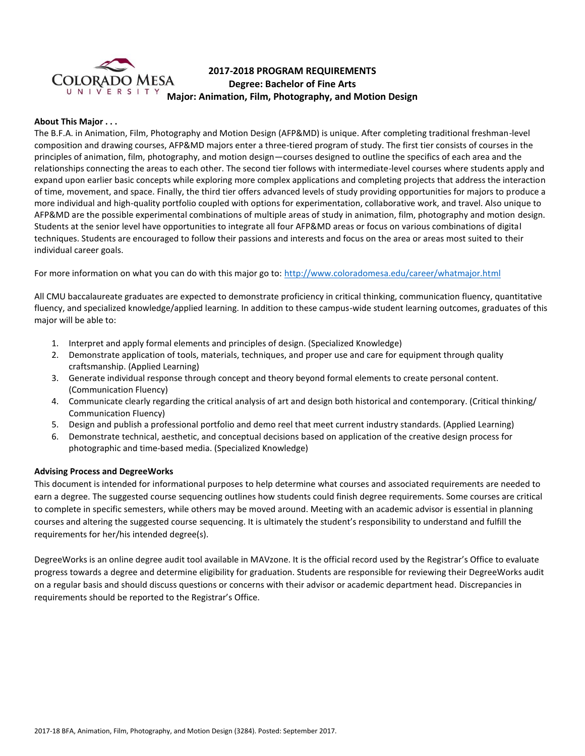# 2017-2018 PROGRAM REQUIREMENTS
## Degree: Bachelor of Fine Arts
## Major: Animation, Film, Photography, and Motion Design

**About This Major . . .**

The B.F.A. in Animation, Film, Photography and Motion Design (AFP&MD) is unique. After completing traditional freshman-level composition and drawing courses, AFP&MD majors enter a three-tiered program of study. The first tier consists of courses in the principles of animation, film, photography, and motion design—courses designed to outline the specifics of each area and the relationships connecting the areas to each other. The second tier follows with intermediate-level courses where students apply and expand upon earlier basic concepts while exploring more complex applications and completing projects that address the interaction of time, movement, and space. Finally, the third tier offers advanced levels of study providing opportunities for majors to produce a more individual and high-quality portfolio coupled with options for experimentation, collaborative work, and travel. Also unique to AFP&MD are the possible experimental combinations of multiple areas of study in animation, film, photography and motion design. Students at the senior level have opportunities to integrate all four AFP&MD areas or focus on various combinations of digital techniques. Students are encouraged to follow their passions and interests and focus on the area or areas most suited to their individual career goals.

For more information on what you can do with this major go to: http://www.coloradomesa.edu/career/whatmajor.html

All CMU baccalaureate graduates are expected to demonstrate proficiency in critical thinking, communication fluency, quantitative fluency, and specialized knowledge/applied learning. In addition to these campus-wide student learning outcomes, graduates of this major will be able to:

1. Interpret and apply formal elements and principles of design. (Specialized Knowledge)
2. Demonstrate application of tools, materials, techniques, and proper use and care for equipment through quality craftsmanship. (Applied Learning)
3. Generate individual response through concept and theory beyond formal elements to create personal content. (Communication Fluency)
4. Communicate clearly regarding the critical analysis of art and design both historical and contemporary. (Critical thinking/ Communication Fluency)
5. Design and publish a professional portfolio and demo reel that meet current industry standards. (Applied Learning)
6. Demonstrate technical, aesthetic, and conceptual decisions based on application of the creative design process for photographic and time-based media. (Specialized Knowledge)

**Advising Process and DegreeWorks**

This document is intended for informational purposes to help determine what courses and associated requirements are needed to earn a degree. The suggested course sequencing outlines how students could finish degree requirements. Some courses are critical to complete in specific semesters, while others may be moved around. Meeting with an academic advisor is essential in planning courses and altering the suggested course sequencing. It is ultimately the student's responsibility to understand and fulfill the requirements for her/his intended degree(s).

DegreeWorks is an online degree audit tool available in MAVzone. It is the official record used by the Registrar's Office to evaluate progress towards a degree and determine eligibility for graduation. Students are responsible for reviewing their DegreeWorks audit on a regular basis and should discuss questions or concerns with their advisor or academic department head. Discrepancies in requirements should be reported to the Registrar's Office.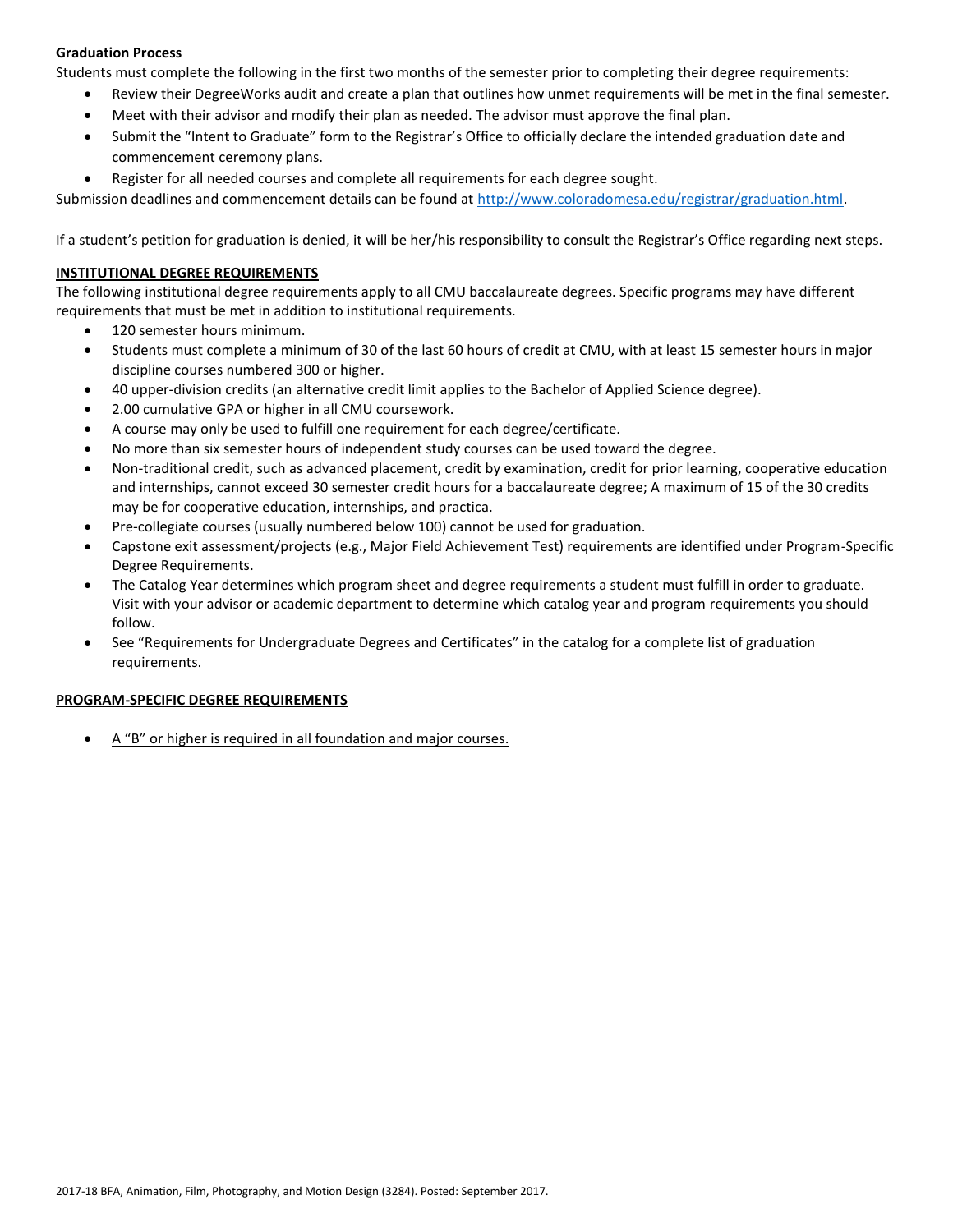**Graduation Process**

Students must complete the following in the first two months of the semester prior to completing their degree requirements:

- Review their DegreeWorks audit and create a plan that outlines how unmet requirements will be met in the final semester.
- Meet with their advisor and modify their plan as needed. The advisor must approve the final plan.
- Submit the "Intent to Graduate" form to the Registrar's Office to officially declare the intended graduation date and commencement ceremony plans.
- Register for all needed courses and complete all requirements for each degree sought.

Submission deadlines and commencement details can be found at [http://www.coloradomesa.edu/registrar/graduation.html](http://www.coloradomesa.edu/registrar/graduation.html).

If a student's petition for graduation is denied, it will be her/his responsibility to consult the Registrar's Office regarding next steps.

## INSTITUTIONAL DEGREE REQUIREMENTS

The following institutional degree requirements apply to all CMU baccalaureate degrees. Specific programs may have different requirements that must be met in addition to institutional requirements.

- 120 semester hours minimum.
- Students must complete a minimum of 30 of the last 60 hours of credit at CMU, with at least 15 semester hours in major discipline courses numbered 300 or higher.
- 40 upper-division credits (an alternative credit limit applies to the Bachelor of Applied Science degree).
- 2.00 cumulative GPA or higher in all CMU coursework.
- A course may only be used to fulfill one requirement for each degree/certificate.
- No more than six semester hours of independent study courses can be used toward the degree.
- Non-traditional credit, such as advanced placement, credit by examination, credit for prior learning, cooperative education and internships, cannot exceed 30 semester credit hours for a baccalaureate degree; A maximum of 15 of the 30 credits may be for cooperative education, internships, and practica.
- Pre-collegiate courses (usually numbered below 100) cannot be used for graduation.
- Capstone exit assessment/projects (e.g., Major Field Achievement Test) requirements are identified under Program-Specific Degree Requirements.
- The Catalog Year determines which program sheet and degree requirements a student must fulfill in order to graduate. Visit with your advisor or academic department to determine which catalog year and program requirements you should follow.
- See "Requirements for Undergraduate Degrees and Certificates" in the catalog for a complete list of graduation requirements.

## PROGRAM-SPECIFIC DEGREE REQUIREMENTS

- A "B" or higher is required in all foundation and major courses.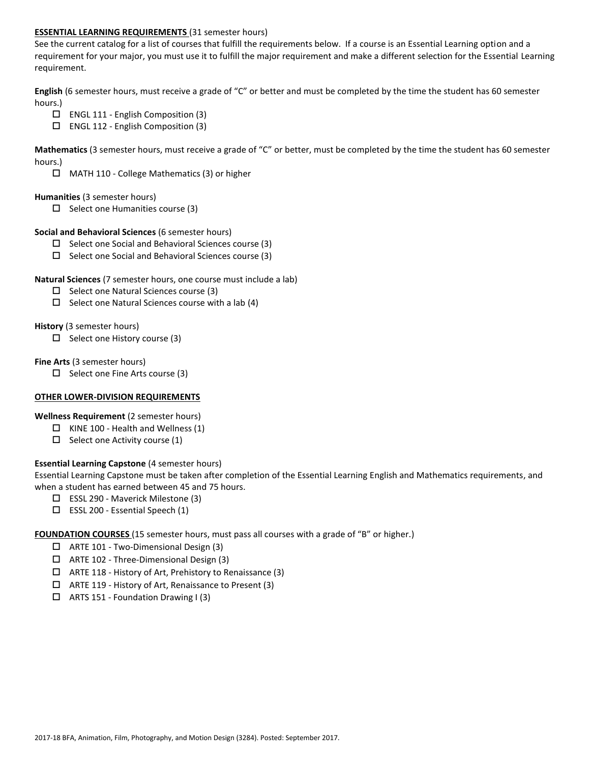**ESSENTIAL LEARNING REQUIREMENTS** (31 semester hours)

See the current catalog for a list of courses that fulfill the requirements below. If a course is an Essential Learning option and a requirement for your major, you must use it to fulfill the major requirement and make a different selection for the Essential Learning requirement.

**English** (6 semester hours, must receive a grade of "C" or better and must be completed by the time the student has 60 semester hours.)

- ☐ ENGL 111 - English Composition (3)
- ☐ ENGL 112 - English Composition (3)

**Mathematics** (3 semester hours, must receive a grade of "C" or better, must be completed by the time the student has 60 semester hours.)

- ☐ MATH 110 - College Mathematics (3) or higher

**Humanities** (3 semester hours)

- ☐ Select one Humanities course (3)

**Social and Behavioral Sciences** (6 semester hours)

- ☐ Select one Social and Behavioral Sciences course (3)
- ☐ Select one Social and Behavioral Sciences course (3)

**Natural Sciences** (7 semester hours, one course must include a lab)

- ☐ Select one Natural Sciences course (3)
- ☐ Select one Natural Sciences course with a lab (4)

**History** (3 semester hours)

- ☐ Select one History course (3)

**Fine Arts** (3 semester hours)

- ☐ Select one Fine Arts course (3)

**OTHER LOWER-DIVISION REQUIREMENTS**

**Wellness Requirement** (2 semester hours)

- ☐ KINE 100 - Health and Wellness (1)
- ☐ Select one Activity course (1)

**Essential Learning Capstone** (4 semester hours)

Essential Learning Capstone must be taken after completion of the Essential Learning English and Mathematics requirements, and when a student has earned between 45 and 75 hours.

- ☐ ESSL 290 - Maverick Milestone (3)
- ☐ ESSL 200 - Essential Speech (1)

**FOUNDATION COURSES** (15 semester hours, must pass all courses with a grade of "B" or higher.)

- ☐ ARTE 101 - Two-Dimensional Design (3)
- ☐ ARTE 102 - Three-Dimensional Design (3)
- ☐ ARTE 118 - History of Art, Prehistory to Renaissance (3)
- ☐ ARTE 119 - History of Art, Renaissance to Present (3)
- ☐ ARTS 151 - Foundation Drawing I (3)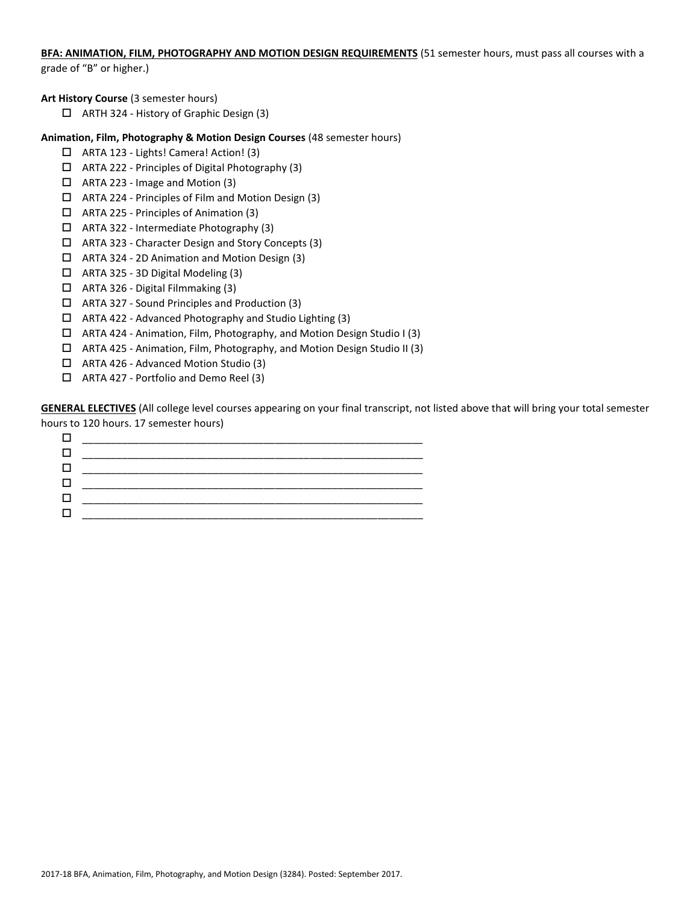**BFA: ANIMATION, FILM, PHOTOGRAPHY AND MOTION DESIGN REQUIREMENTS** (51 semester hours, must pass all courses with a grade of "B" or higher.)

**Art History Course** (3 semester hours)

- ☐ ARTH 324 - History of Graphic Design (3)

**Animation, Film, Photography & Motion Design Courses** (48 semester hours)

- ☐ ARTA 123 - Lights! Camera! Action! (3)
- ☐ ARTA 222 - Principles of Digital Photography (3)
- ☐ ARTA 223 - Image and Motion (3)
- ☐ ARTA 224 - Principles of Film and Motion Design (3)
- ☐ ARTA 225 - Principles of Animation (3)
- ☐ ARTA 322 - Intermediate Photography (3)
- ☐ ARTA 323 - Character Design and Story Concepts (3)
- ☐ ARTA 324 - 2D Animation and Motion Design (3)
- ☐ ARTA 325 - 3D Digital Modeling (3)
- ☐ ARTA 326 - Digital Filmmaking (3)
- ☐ ARTA 327 - Sound Principles and Production (3)
- ☐ ARTA 422 - Advanced Photography and Studio Lighting (3)
- ☐ ARTA 424 - Animation, Film, Photography, and Motion Design Studio I (3)
- ☐ ARTA 425 - Animation, Film, Photography, and Motion Design Studio II (3)
- ☐ ARTA 426 - Advanced Motion Studio (3)
- ☐ ARTA 427 - Portfolio and Demo Reel (3)

**GENERAL ELECTIVES** (All college level courses appearing on your final transcript, not listed above that will bring your total semester hours to 120 hours. 17 semester hours)

- ☐ ______________________________________________________________
- ☐ ______________________________________________________________
- ☐ ______________________________________________________________
- ☐ ______________________________________________________________
- ☐ ______________________________________________________________
- ☐ ______________________________________________________________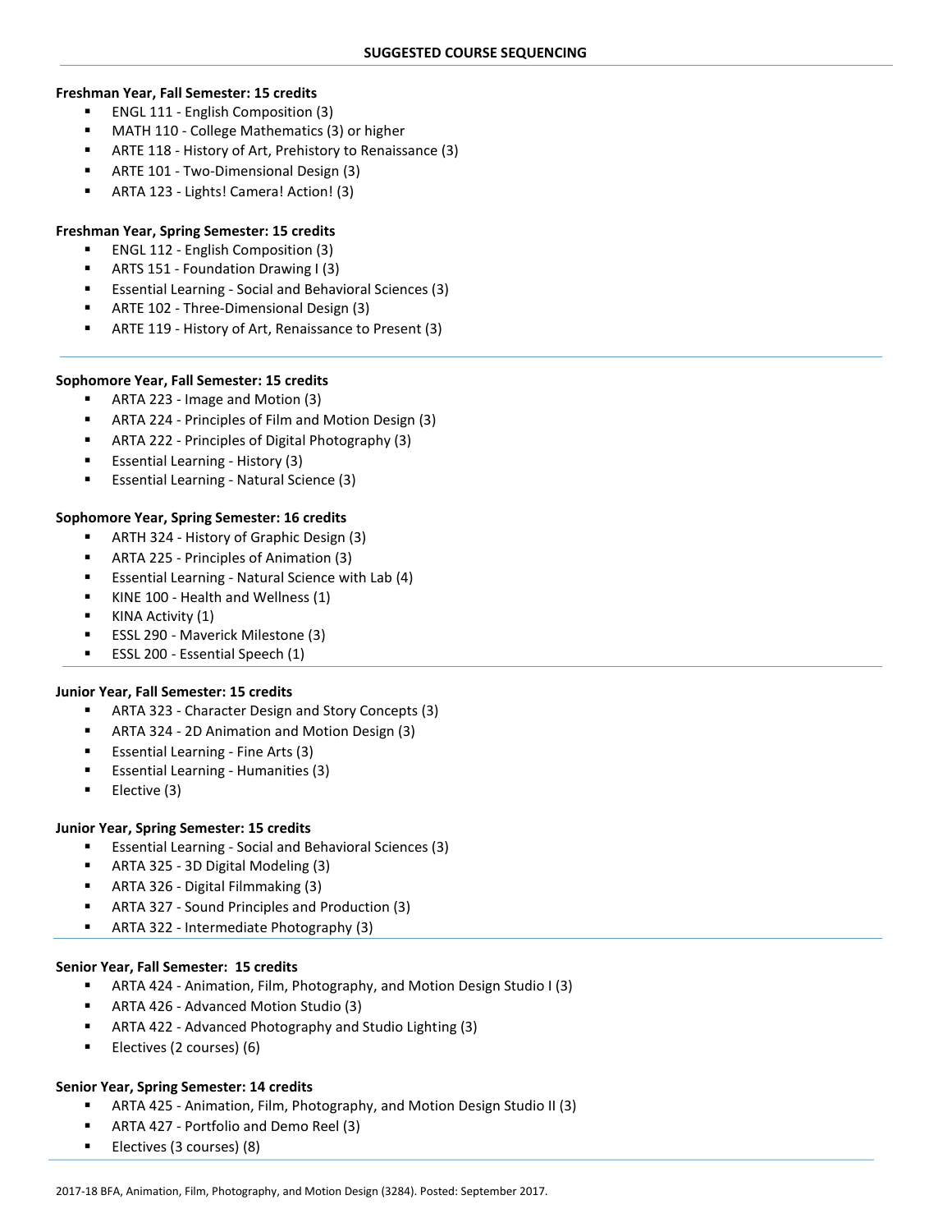## SUGGESTED COURSE SEQUENCING

**Freshman Year, Fall Semester: 15 credits**

- ENGL 111 - English Composition (3)
- MATH 110 - College Mathematics (3) or higher
- ARTE 118 - History of Art, Prehistory to Renaissance (3)
- ARTE 101 - Two-Dimensional Design (3)
- ARTA 123 - Lights! Camera! Action! (3)

**Freshman Year, Spring Semester: 15 credits**

- ENGL 112 - English Composition (3)
- ARTS 151 - Foundation Drawing I (3)
- Essential Learning - Social and Behavioral Sciences (3)
- ARTE 102 - Three-Dimensional Design (3)
- ARTE 119 - History of Art, Renaissance to Present (3)

---

**Sophomore Year, Fall Semester: 15 credits**

- ARTA 223 - Image and Motion (3)
- ARTA 224 - Principles of Film and Motion Design (3)
- ARTA 222 - Principles of Digital Photography (3)
- Essential Learning - History (3)
- Essential Learning - Natural Science (3)

**Sophomore Year, Spring Semester: 16 credits**

- ARTH 324 - History of Graphic Design (3)
- ARTA 225 - Principles of Animation (3)
- Essential Learning - Natural Science with Lab (4)
- KINE 100 - Health and Wellness (1)
- KINA Activity (1)
- ESSL 290 - Maverick Milestone (3)
- ESSL 200 - Essential Speech (1)

---

**Junior Year, Fall Semester: 15 credits**

- ARTA 323 - Character Design and Story Concepts (3)
- ARTA 324 - 2D Animation and Motion Design (3)
- Essential Learning - Fine Arts (3)
- Essential Learning - Humanities (3)
- Elective (3)

**Junior Year, Spring Semester: 15 credits**

- Essential Learning - Social and Behavioral Sciences (3)
- ARTA 325 - 3D Digital Modeling (3)
- ARTA 326 - Digital Filmmaking (3)
- ARTA 327 - Sound Principles and Production (3)
- ARTA 322 - Intermediate Photography (3)

---

**Senior Year, Fall Semester: 15 credits**

- ARTA 424 - Animation, Film, Photography, and Motion Design Studio I (3)
- ARTA 426 - Advanced Motion Studio (3)
- ARTA 422 - Advanced Photography and Studio Lighting (3)
- Electives (2 courses) (6)

**Senior Year, Spring Semester: 14 credits**

- ARTA 425 - Animation, Film, Photography, and Motion Design Studio II (3)
- ARTA 427 - Portfolio and Demo Reel (3)
- Electives (3 courses) (8)

---

2017-18 BFA, Animation, Film, Photography, and Motion Design (3284). Posted: September 2017.